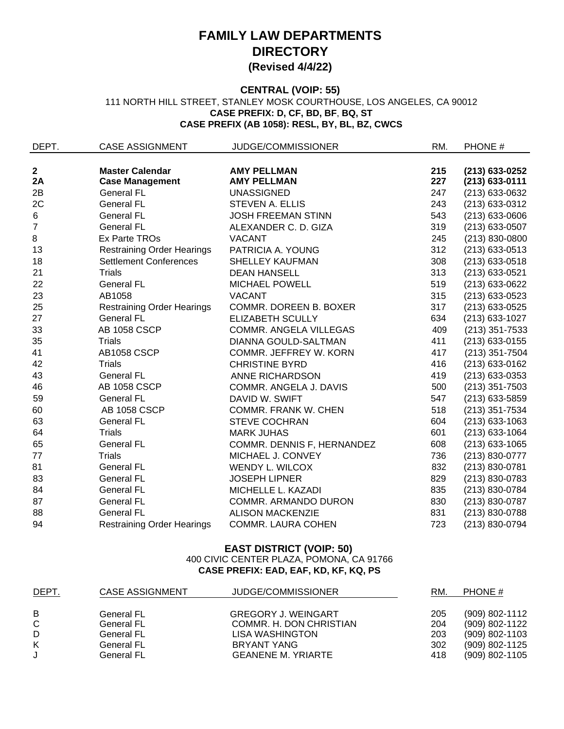# FAMILY LAW DEPARTMENTS DIRECTORY

### (Revised 4/4/22)

## CENTRAL (VOIP: 55)

111 NORTH HILL STREET, STANLEY MOSK COURTHOUSE, LOS ANGELES, CA 90012

**CASE PREFIX: D, CF, BD, BF, BQ, ST**

**CASE PREFIX (AB 1058): RESL, BY, BL, BZ, CWCS**

| DEPT. | CASE ASSIGNMENT | JUDGE/COMMISSIONER | RM. | PHONE # |
|---|---|---|---|---|
| **2** | **Master Calendar** | **AMY PELLMAN** | **215** | **(213) 633-0252** |
| **2A** | **Case Management** | **AMY PELLMAN** | **227** | **(213) 633-0111** |
| 2B | General FL | UNASSIGNED | 247 | (213) 633-0632 |
| 2C | General FL | STEVEN A. ELLIS | 243 | (213) 633-0312 |
| 6 | General FL | JOSH FREEMAN STINN | 543 | (213) 633-0606 |
| 7 | General FL | ALEXANDER C. D. GIZA | 319 | (213) 633-0507 |
| 8 | Ex Parte TROs | VACANT | 245 | (213) 830-0800 |
| 13 | Restraining Order Hearings | PATRICIA A. YOUNG | 312 | (213) 633-0513 |
| 18 | Settlement Conferences | SHELLEY KAUFMAN | 308 | (213) 633-0518 |
| 21 | Trials | DEAN HANSELL | 313 | (213) 633-0521 |
| 22 | General FL | MICHAEL POWELL | 519 | (213) 633-0622 |
| 23 | AB1058 | VACANT | 315 | (213) 633-0523 |
| 25 | Restraining Order Hearings | COMMR. DOREEN B. BOXER | 317 | (213) 633-0525 |
| 27 | General FL | ELIZABETH SCULLY | 634 | (213) 633-1027 |
| 33 | AB 1058 CSCP | COMMR. ANGELA VILLEGAS | 409 | (213) 351-7533 |
| 35 | Trials | DIANNA GOULD-SALTMAN | 411 | (213) 633-0155 |
| 41 | AB1058 CSCP | COMMR. JEFFREY W. KORN | 417 | (213) 351-7504 |
| 42 | Trials | CHRISTINE BYRD | 416 | (213) 633-0162 |
| 43 | General FL | ANNE RICHARDSON | 419 | (213) 633-0353 |
| 46 | AB 1058 CSCP | COMMR. ANGELA J. DAVIS | 500 | (213) 351-7503 |
| 59 | General FL | DAVID W. SWIFT | 547 | (213) 633-5859 |
| 60 | AB 1058 CSCP | COMMR. FRANK W. CHEN | 518 | (213) 351-7534 |
| 63 | General FL | STEVE COCHRAN | 604 | (213) 633-1063 |
| 64 | Trials | MARK JUHAS | 601 | (213) 633-1064 |
| 65 | General FL | COMMR. DENNIS F, HERNANDEZ | 608 | (213) 633-1065 |
| 77 | Trials | MICHAEL J. CONVEY | 736 | (213) 830-0777 |
| 81 | General FL | WENDY L. WILCOX | 832 | (213) 830-0781 |
| 83 | General FL | JOSEPH LIPNER | 829 | (213) 830-0783 |
| 84 | General FL | MICHELLE L. KAZADI | 835 | (213) 830-0784 |
| 87 | General FL | COMMR. ARMANDO DURON | 830 | (213) 830-0787 |
| 88 | General FL | ALISON MACKENZIE | 831 | (213) 830-0788 |
| 94 | Restraining Order Hearings | COMMR. LAURA COHEN | 723 | (213) 830-0794 |

## EAST DISTRICT (VOIP: 50)

400 CIVIC CENTER PLAZA, POMONA, CA 91766

**CASE PREFIX: EAD, EAF, KD, KF, KQ, PS**

| DEPT. | CASE ASSIGNMENT | JUDGE/COMMISSIONER | RM. | PHONE # |
|---|---|---|---|---|
| B | General FL | GREGORY J. WEINGART | 205 | (909) 802-1112 |
| C | General FL | COMMR. H. DON CHRISTIAN | 204 | (909) 802-1122 |
| D | General FL | LISA WASHINGTON | 203 | (909) 802-1103 |
| K | General FL | BRYANT YANG | 302 | (909) 802-1125 |
| J | General FL | GEANENE M. YRIARTE | 418 | (909) 802-1105 |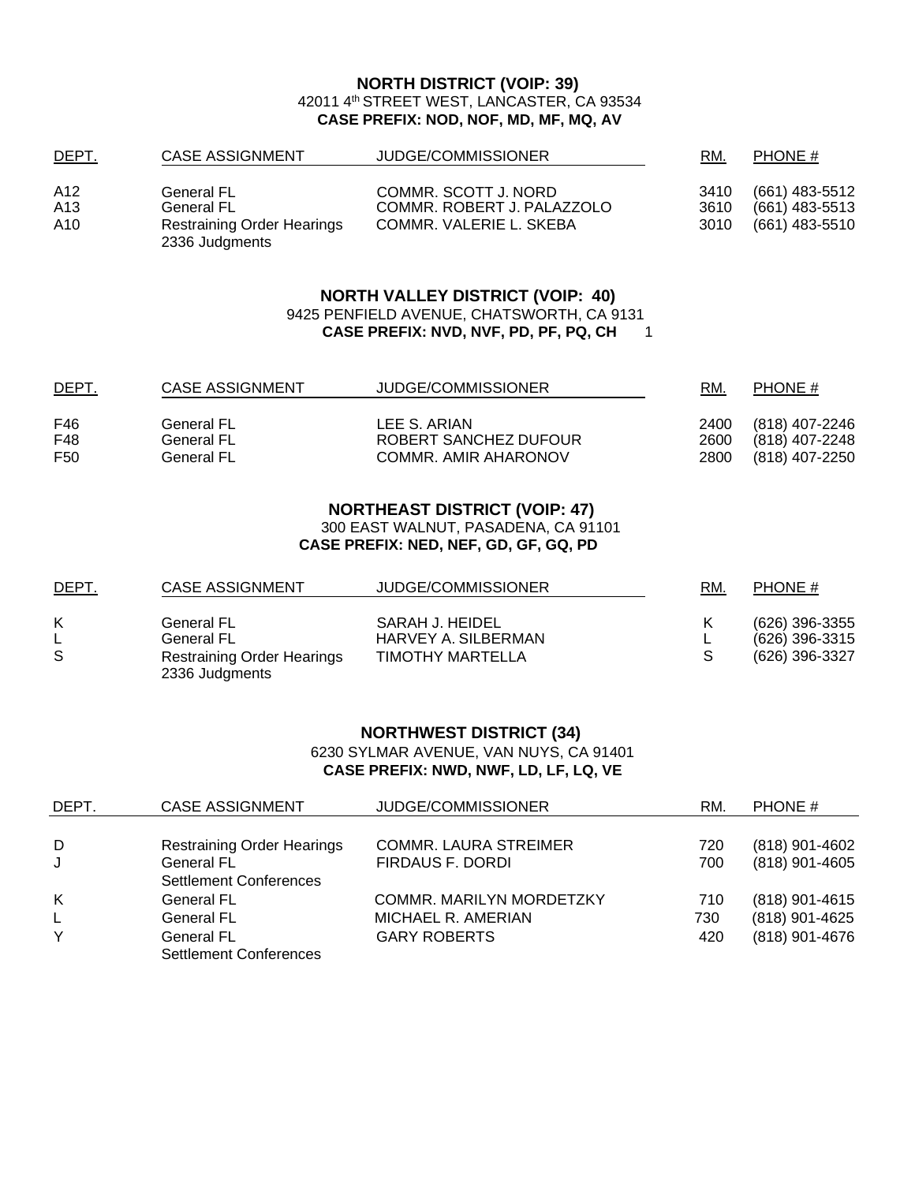**NORTH DISTRICT (VOIP: 39)**
42011 4th STREET WEST, LANCASTER, CA 93534
**CASE PREFIX: NOD, NOF, MD, MF, MQ, AV**

| DEPT. | CASE ASSIGNMENT | JUDGE/COMMISSIONER | RM. | PHONE # |
|---|---|---|---|---|
| A12 | General FL | COMMR. SCOTT J. NORD | 3410 | (661) 483-5512 |
| A13 | General FL | COMMR. ROBERT J. PALAZZOLO | 3610 | (661) 483-5513 |
| A10 | Restraining Order Hearings 2336 Judgments | COMMR. VALERIE L. SKEBA | 3010 | (661) 483-5510 |

**NORTH VALLEY DISTRICT (VOIP: 40)**
9425 PENFIELD AVENUE, CHATSWORTH, CA 91311
**CASE PREFIX: NVD, NVF, PD, PF, PQ, CH**

| DEPT. | CASE ASSIGNMENT | JUDGE/COMMISSIONER | RM. | PHONE # |
|---|---|---|---|---|
| F46 | General FL | LEE S. ARIAN | 2400 | (818) 407-2246 |
| F48 | General FL | ROBERT SANCHEZ DUFOUR | 2600 | (818) 407-2248 |
| F50 | General FL | COMMR. AMIR AHARONOV | 2800 | (818) 407-2250 |

**NORTHEAST DISTRICT (VOIP: 47)**
300 EAST WALNUT, PASADENA, CA 91101
**CASE PREFIX: NED, NEF, GD, GF, GQ, PD**

| DEPT. | CASE ASSIGNMENT | JUDGE/COMMISSIONER | RM. | PHONE # |
|---|---|---|---|---|
| K | General FL | SARAH J. HEIDEL | K | (626) 396-3355 |
| L | General FL | HARVEY A. SILBERMAN | L | (626) 396-3315 |
| S | Restraining Order Hearings 2336 Judgments | TIMOTHY MARTELLA | S | (626) 396-3327 |

**NORTHWEST DISTRICT (34)**
6230 SYLMAR AVENUE, VAN NUYS, CA 91401
**CASE PREFIX: NWD, NWF, LD, LF, LQ, VE**

| DEPT. | CASE ASSIGNMENT | JUDGE/COMMISSIONER | RM. | PHONE # |
|---|---|---|---|---|
| D | Restraining Order Hearings | COMMR. LAURA STREIMER | 720 | (818) 901-4602 |
| J | General FL Settlement Conferences | FIRDAUS F. DORDI | 700 | (818) 901-4605 |
| K | General FL | COMMR. MARILYN MORDETZKY | 710 | (818) 901-4615 |
| L | General FL | MICHAEL R. AMERIAN | 730 | (818) 901-4625 |
| Y | General FL Settlement Conferences | GARY ROBERTS | 420 | (818) 901-4676 |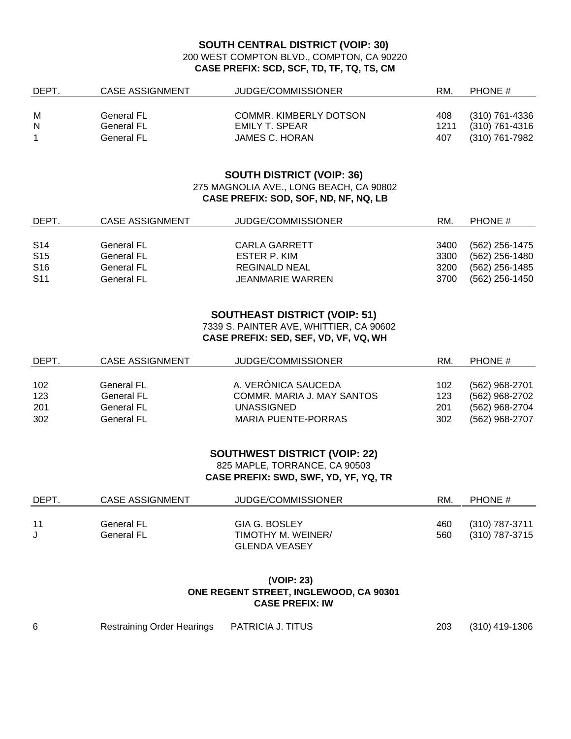## SOUTH CENTRAL DISTRICT (VOIP: 30)

200 WEST COMPTON BLVD., COMPTON, CA 90220

**CASE PREFIX: SCD, SCF, TD, TF, TQ, TS, CM**

| DEPT. | CASE ASSIGNMENT | JUDGE/COMMISSIONER | RM. | PHONE # |
|---|---|---|---|---|
| M | General FL | COMMR. KIMBERLY DOTSON | 408 | (310) 761-4336 |
| N | General FL | EMILY T. SPEAR | 1211 | (310) 761-4316 |
| 1 | General FL | JAMES C. HORAN | 407 | (310) 761-7982 |

## SOUTH DISTRICT (VOIP: 36)

275 MAGNOLIA AVE., LONG BEACH, CA 90802

**CASE PREFIX: SOD, SOF, ND, NF, NQ, LB**

| DEPT. | CASE ASSIGNMENT | JUDGE/COMMISSIONER | RM. | PHONE # |
|---|---|---|---|---|
| S14 | General FL | CARLA GARRETT | 3400 | (562) 256-1475 |
| S15 | General FL | ESTER P. KIM | 3300 | (562) 256-1480 |
| S16 | General FL | REGINALD NEAL | 3200 | (562) 256-1485 |
| S11 | General FL | JEANMARIE WARREN | 3700 | (562) 256-1450 |

## SOUTHEAST DISTRICT (VOIP: 51)

7339 S. PAINTER AVE, WHITTIER, CA 90602

**CASE PREFIX: SED, SEF, VD, VF, VQ, WH**

| DEPT. | CASE ASSIGNMENT | JUDGE/COMMISSIONER | RM. | PHONE # |
|---|---|---|---|---|
| 102 | General FL | A. VERÓNICA SAUCEDA | 102 | (562) 968-2701 |
| 123 | General FL | COMMR. MARIA J. MAY SANTOS | 123 | (562) 968-2702 |
| 201 | General FL | UNASSIGNED | 201 | (562) 968-2704 |
| 302 | General FL | MARIA PUENTE-PORRAS | 302 | (562) 968-2707 |

## SOUTHWEST DISTRICT (VOIP: 22)

825 MAPLE, TORRANCE, CA 90503

**CASE PREFIX: SWD, SWF, YD, YF, YQ, TR**

| DEPT. | CASE ASSIGNMENT | JUDGE/COMMISSIONER | RM. | PHONE # |
|---|---|---|---|---|
| 11 | General FL | GIA G. BOSLEY | 460 | (310) 787-3711 |
| J | General FL | TIMOTHY M. WEINER/ GLENDA VEASEY | 560 | (310) 787-3715 |

## (VOIP: 23)

**ONE REGENT STREET, INGLEWOOD, CA 90301**

**CASE PREFIX: IW**

| DEPT. | CASE ASSIGNMENT | JUDGE/COMMISSIONER | RM. | PHONE # |
|---|---|---|---|---|
| 6 | Restraining Order Hearings | PATRICIA J. TITUS | 203 | (310) 419-1306 |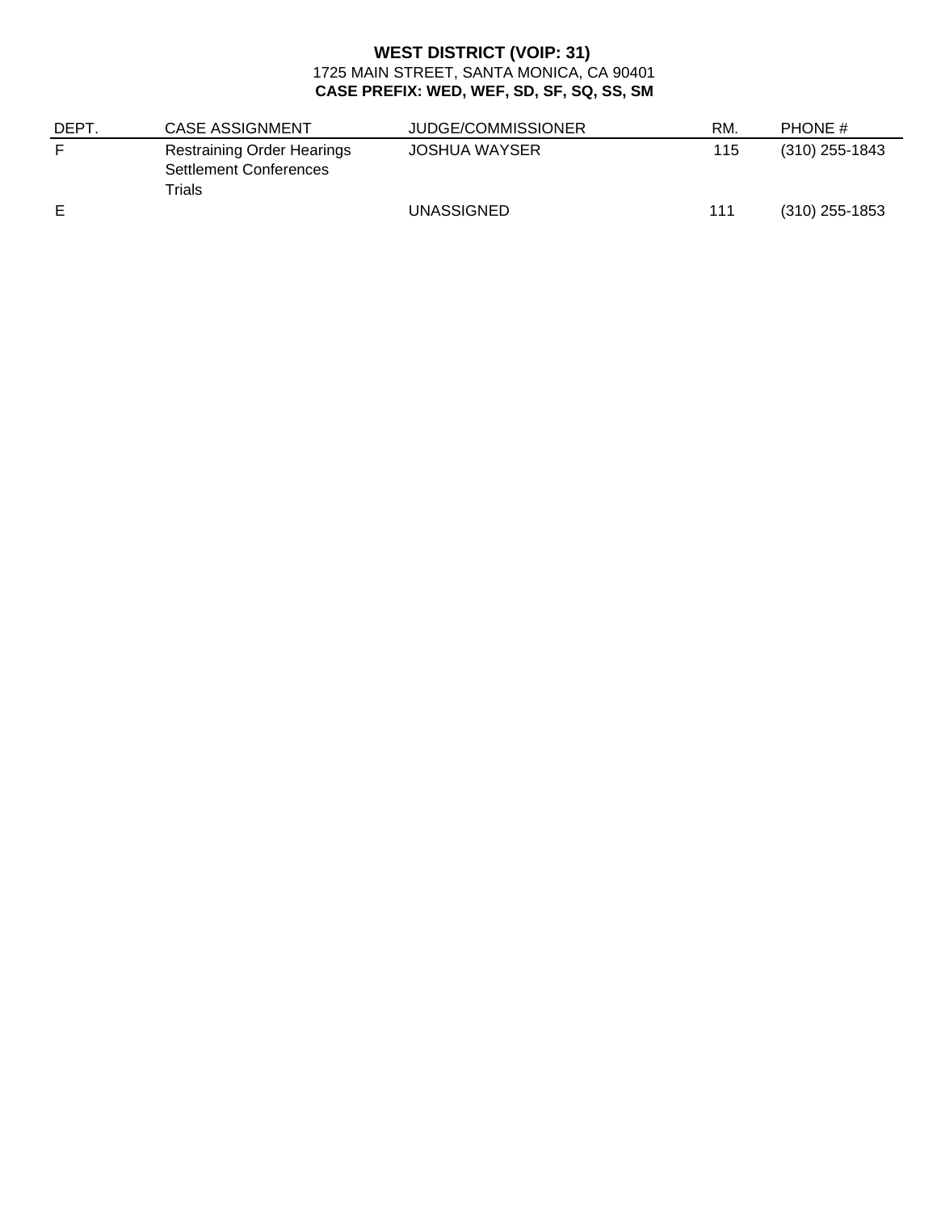**WEST DISTRICT (VOIP: 31)**
1725 MAIN STREET, SANTA MONICA, CA 90401
**CASE PREFIX: WED, WEF, SD, SF, SQ, SS, SM**

| DEPT. | CASE ASSIGNMENT | JUDGE/COMMISSIONER | RM. | PHONE # |
|---|---|---|---|---|
| F | Restraining Order Hearings<br>Settlement Conferences<br>Trials | JOSHUA WAYSER | 115 | (310) 255-1843 |
| E | | UNASSIGNED | 111 | (310) 255-1853 |